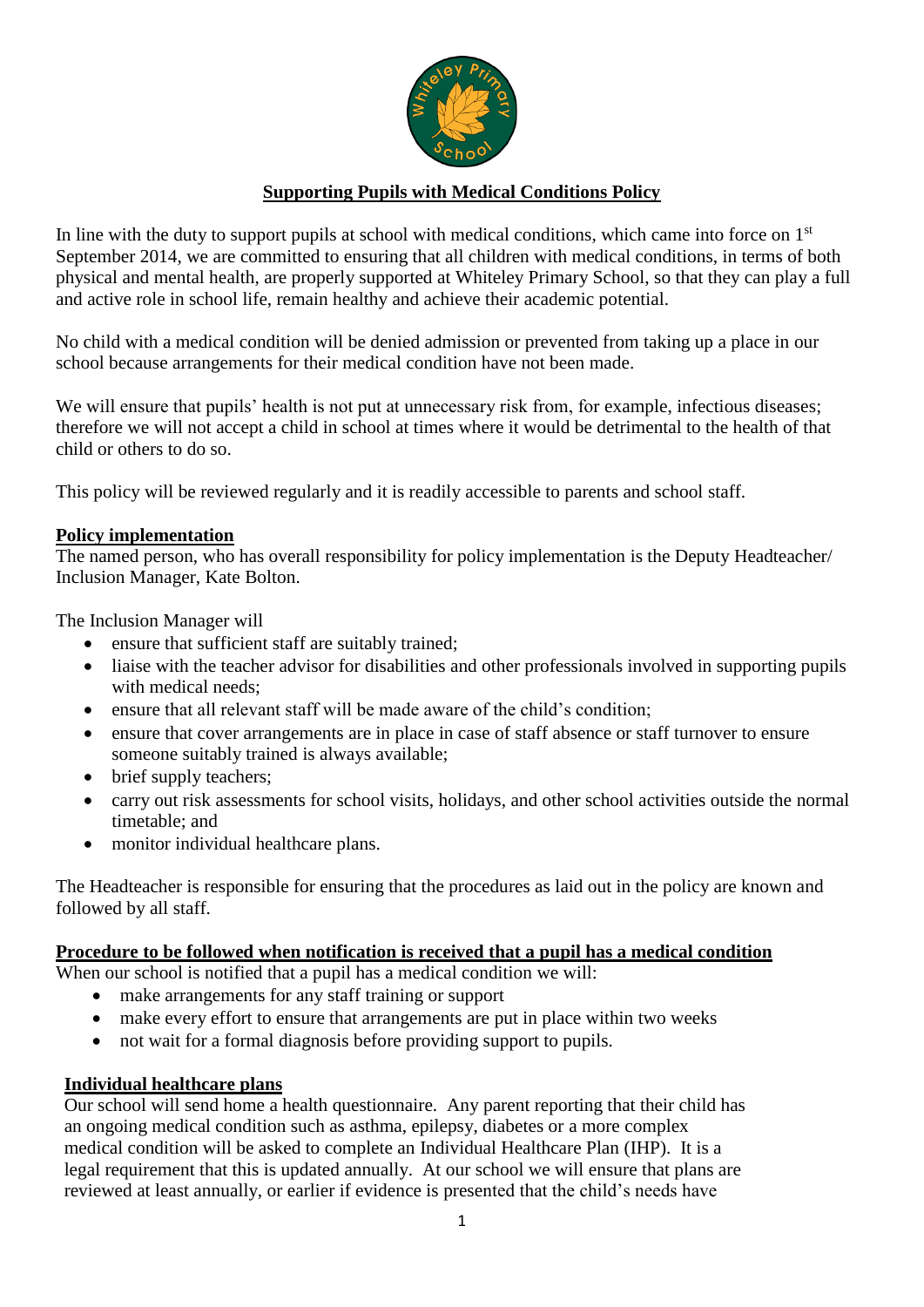# Supporting Pupils with Medical Conditions Policy

In line with the duty to support pupils at school with medical conditions, which came into force on 1st September 2014, we are committed to ensuring that all children with medical conditions, in terms of both physical and mental health, are properly supported at Whiteley Primary School, so that they can play a full and active role in school life, remain healthy and achieve their academic potential.

No child with a medical condition will be denied admission or prevented from taking up a place in our school because arrangements for their medical condition have not been made.

We will ensure that pupils' health is not put at unnecessary risk from, for example, infectious diseases; therefore we will not accept a child in school at times where it would be detrimental to the health of that child or others to do so.

This policy will be reviewed regularly and it is readily accessible to parents and school staff.

## Policy implementation

The named person, who has overall responsibility for policy implementation is the Deputy Headteacher/ Inclusion Manager, Kate Bolton.

The Inclusion Manager will

- ensure that sufficient staff are suitably trained;
- liaise with the teacher advisor for disabilities and other professionals involved in supporting pupils with medical needs;
- ensure that all relevant staff will be made aware of the child's condition;
- ensure that cover arrangements are in place in case of staff absence or staff turnover to ensure someone suitably trained is always available;
- brief supply teachers;
- carry out risk assessments for school visits, holidays, and other school activities outside the normal timetable; and
- monitor individual healthcare plans.

The Headteacher is responsible for ensuring that the procedures as laid out in the policy are known and followed by all staff.

## Procedure to be followed when notification is received that a pupil has a medical condition

When our school is notified that a pupil has a medical condition we will:

- make arrangements for any staff training or support
- make every effort to ensure that arrangements are put in place within two weeks
- not wait for a formal diagnosis before providing support to pupils.

## Individual healthcare plans

Our school will send home a health questionnaire. Any parent reporting that their child has an ongoing medical condition such as asthma, epilepsy, diabetes or a more complex medical condition will be asked to complete an Individual Healthcare Plan (IHP). It is a legal requirement that this is updated annually. At our school we will ensure that plans are reviewed at least annually, or earlier if evidence is presented that the child's needs have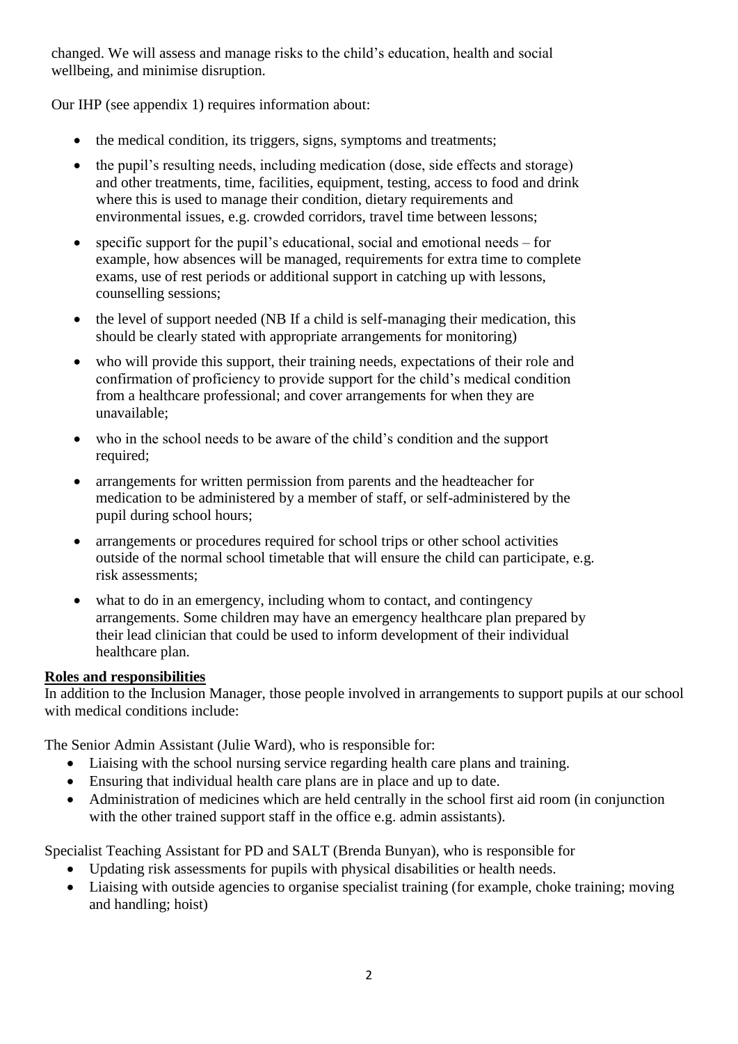changed. We will assess and manage risks to the child's education, health and social wellbeing, and minimise disruption.

Our IHP (see appendix 1) requires information about:

- the medical condition, its triggers, signs, symptoms and treatments;
- the pupil's resulting needs, including medication (dose, side effects and storage) and other treatments, time, facilities, equipment, testing, access to food and drink where this is used to manage their condition, dietary requirements and environmental issues, e.g. crowded corridors, travel time between lessons;
- specific support for the pupil's educational, social and emotional needs – for example, how absences will be managed, requirements for extra time to complete exams, use of rest periods or additional support in catching up with lessons, counselling sessions;
- the level of support needed (NB If a child is self-managing their medication, this should be clearly stated with appropriate arrangements for monitoring)
- who will provide this support, their training needs, expectations of their role and confirmation of proficiency to provide support for the child's medical condition from a healthcare professional; and cover arrangements for when they are unavailable;
- who in the school needs to be aware of the child's condition and the support required;
- arrangements for written permission from parents and the headteacher for medication to be administered by a member of staff, or self-administered by the pupil during school hours;
- arrangements or procedures required for school trips or other school activities outside of the normal school timetable that will ensure the child can participate, e.g. risk assessments;
- what to do in an emergency, including whom to contact, and contingency arrangements. Some children may have an emergency healthcare plan prepared by their lead clinician that could be used to inform development of their individual healthcare plan.

**Roles and responsibilities**

In addition to the Inclusion Manager, those people involved in arrangements to support pupils at our school with medical conditions include:

The Senior Admin Assistant (Julie Ward), who is responsible for:

- Liaising with the school nursing service regarding health care plans and training.
- Ensuring that individual health care plans are in place and up to date.
- Administration of medicines which are held centrally in the school first aid room (in conjunction with the other trained support staff in the office e.g. admin assistants).

Specialist Teaching Assistant for PD and SALT (Brenda Bunyan), who is responsible for

- Updating risk assessments for pupils with physical disabilities or health needs.
- Liaising with outside agencies to organise specialist training (for example, choke training; moving and handling; hoist)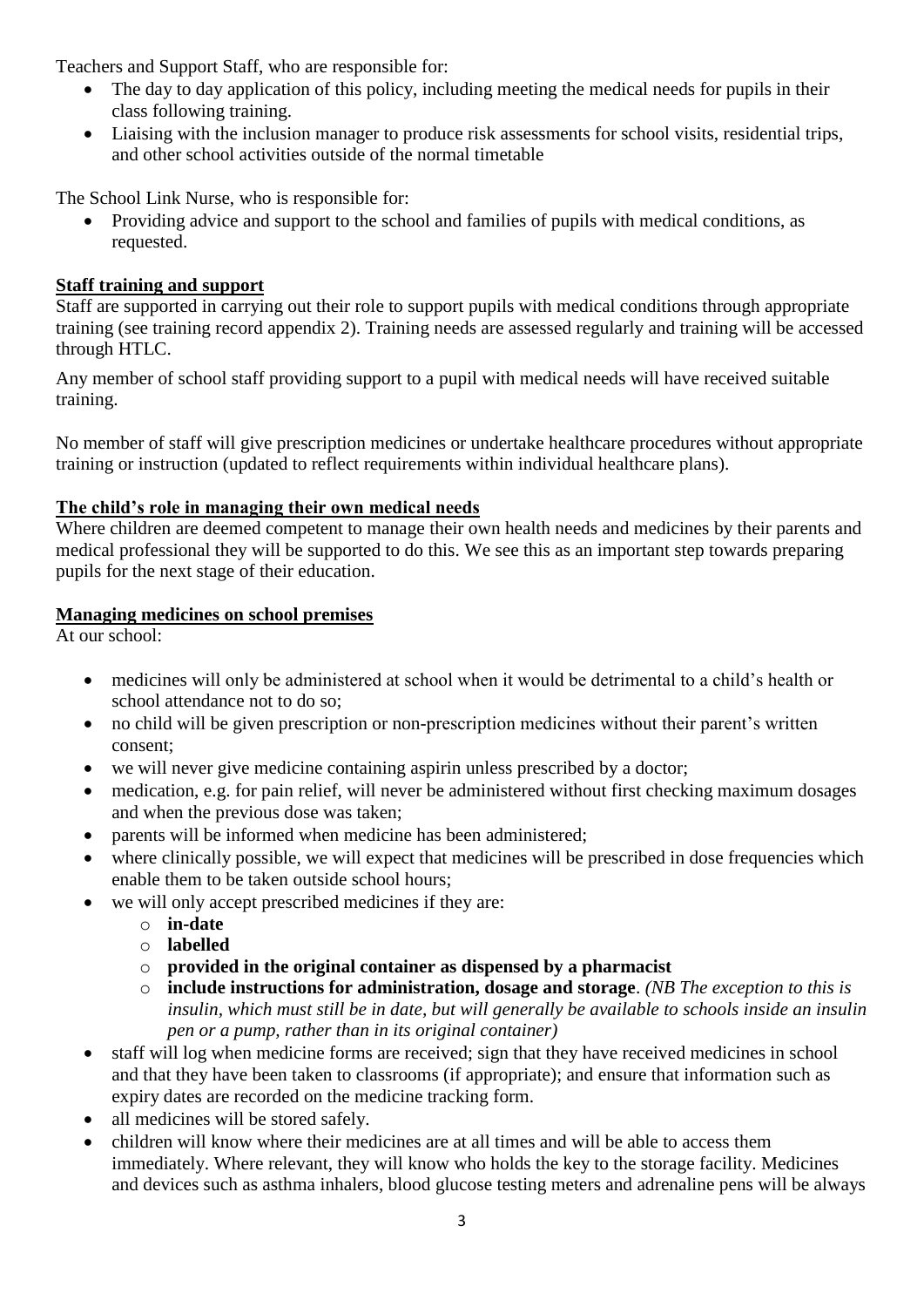Teachers and Support Staff, who are responsible for:

- The day to day application of this policy, including meeting the medical needs for pupils in their class following training.
- Liaising with the inclusion manager to produce risk assessments for school visits, residential trips, and other school activities outside of the normal timetable

The School Link Nurse, who is responsible for:

- Providing advice and support to the school and families of pupils with medical conditions, as requested.

**Staff training and support**

Staff are supported in carrying out their role to support pupils with medical conditions through appropriate training (see training record appendix 2). Training needs are assessed regularly and training will be accessed through HTLC.

Any member of school staff providing support to a pupil with medical needs will have received suitable training.

No member of staff will give prescription medicines or undertake healthcare procedures without appropriate training or instruction (updated to reflect requirements within individual healthcare plans).

**The child's role in managing their own medical needs**

Where children are deemed competent to manage their own health needs and medicines by their parents and medical professional they will be supported to do this. We see this as an important step towards preparing pupils for the next stage of their education.

**Managing medicines on school premises**

At our school:

- medicines will only be administered at school when it would be detrimental to a child's health or school attendance not to do so;
- no child will be given prescription or non-prescription medicines without their parent's written consent;
- we will never give medicine containing aspirin unless prescribed by a doctor;
- medication, e.g. for pain relief, will never be administered without first checking maximum dosages and when the previous dose was taken;
- parents will be informed when medicine has been administered;
- where clinically possible, we will expect that medicines will be prescribed in dose frequencies which enable them to be taken outside school hours;
- we will only accept prescribed medicines if they are:
  - **in-date**
  - **labelled**
  - **provided in the original container as dispensed by a pharmacist**
  - **include instructions for administration, dosage and storage**. *(NB The exception to this is insulin, which must still be in date, but will generally be available to schools inside an insulin pen or a pump, rather than in its original container)*
- staff will log when medicine forms are received; sign that they have received medicines in school and that they have been taken to classrooms (if appropriate); and ensure that information such as expiry dates are recorded on the medicine tracking form.
- all medicines will be stored safely.
- children will know where their medicines are at all times and will be able to access them immediately. Where relevant, they will know who holds the key to the storage facility. Medicines and devices such as asthma inhalers, blood glucose testing meters and adrenaline pens will be always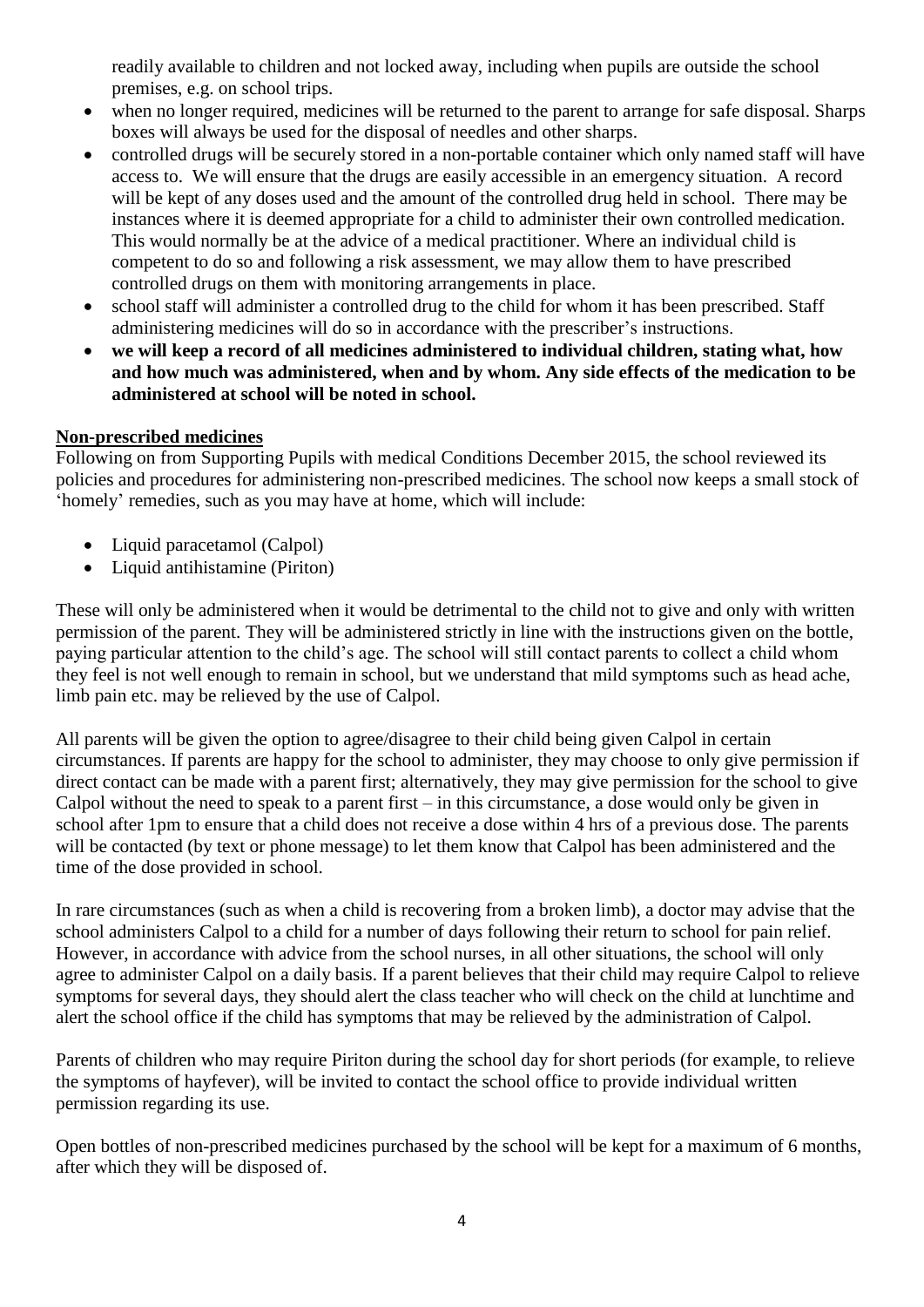readily available to children and not locked away, including when pupils are outside the school premises, e.g. on school trips.

- when no longer required, medicines will be returned to the parent to arrange for safe disposal. Sharps boxes will always be used for the disposal of needles and other sharps.
- controlled drugs will be securely stored in a non-portable container which only named staff will have access to. We will ensure that the drugs are easily accessible in an emergency situation. A record will be kept of any doses used and the amount of the controlled drug held in school. There may be instances where it is deemed appropriate for a child to administer their own controlled medication. This would normally be at the advice of a medical practitioner. Where an individual child is competent to do so and following a risk assessment, we may allow them to have prescribed controlled drugs on them with monitoring arrangements in place.
- school staff will administer a controlled drug to the child for whom it has been prescribed. Staff administering medicines will do so in accordance with the prescriber's instructions.
- **we will keep a record of all medicines administered to individual children, stating what, how and how much was administered, when and by whom. Any side effects of the medication to be administered at school will be noted in school.**

**Non-prescribed medicines**

Following on from Supporting Pupils with medical Conditions December 2015, the school reviewed its policies and procedures for administering non-prescribed medicines. The school now keeps a small stock of 'homely' remedies, such as you may have at home, which will include:

- Liquid paracetamol (Calpol)
- Liquid antihistamine (Piriton)

These will only be administered when it would be detrimental to the child not to give and only with written permission of the parent. They will be administered strictly in line with the instructions given on the bottle, paying particular attention to the child's age. The school will still contact parents to collect a child whom they feel is not well enough to remain in school, but we understand that mild symptoms such as head ache, limb pain etc. may be relieved by the use of Calpol.

All parents will be given the option to agree/disagree to their child being given Calpol in certain circumstances. If parents are happy for the school to administer, they may choose to only give permission if direct contact can be made with a parent first; alternatively, they may give permission for the school to give Calpol without the need to speak to a parent first – in this circumstance, a dose would only be given in school after 1pm to ensure that a child does not receive a dose within 4 hrs of a previous dose. The parents will be contacted (by text or phone message) to let them know that Calpol has been administered and the time of the dose provided in school.

In rare circumstances (such as when a child is recovering from a broken limb), a doctor may advise that the school administers Calpol to a child for a number of days following their return to school for pain relief. However, in accordance with advice from the school nurses, in all other situations, the school will only agree to administer Calpol on a daily basis. If a parent believes that their child may require Calpol to relieve symptoms for several days, they should alert the class teacher who will check on the child at lunchtime and alert the school office if the child has symptoms that may be relieved by the administration of Calpol.

Parents of children who may require Piriton during the school day for short periods (for example, to relieve the symptoms of hayfever), will be invited to contact the school office to provide individual written permission regarding its use.

Open bottles of non-prescribed medicines purchased by the school will be kept for a maximum of 6 months, after which they will be disposed of.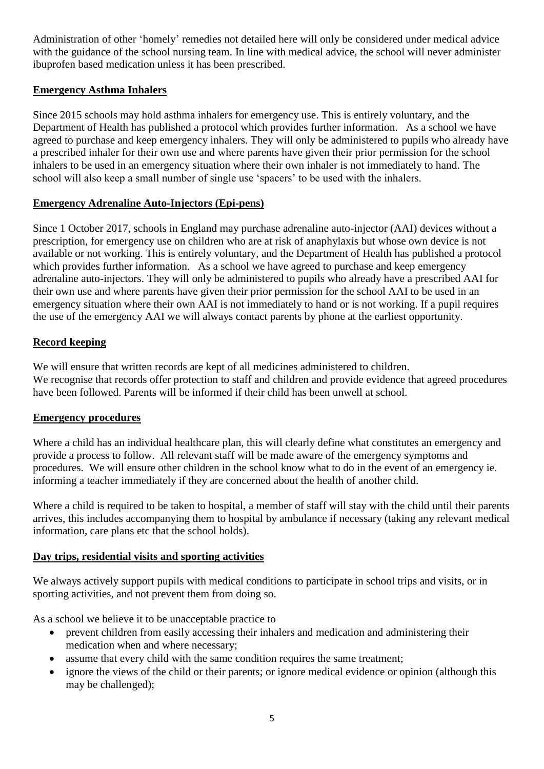Administration of other 'homely' remedies not detailed here will only be considered under medical advice with the guidance of the school nursing team. In line with medical advice, the school will never administer ibuprofen based medication unless it has been prescribed.

## Emergency Asthma Inhalers

Since 2015 schools may hold asthma inhalers for emergency use. This is entirely voluntary, and the Department of Health has published a protocol which provides further information. As a school we have agreed to purchase and keep emergency inhalers. They will only be administered to pupils who already have a prescribed inhaler for their own use and where parents have given their prior permission for the school inhalers to be used in an emergency situation where their own inhaler is not immediately to hand. The school will also keep a small number of single use 'spacers' to be used with the inhalers.

## Emergency Adrenaline Auto-Injectors (Epi-pens)

Since 1 October 2017, schools in England may purchase adrenaline auto-injector (AAI) devices without a prescription, for emergency use on children who are at risk of anaphylaxis but whose own device is not available or not working. This is entirely voluntary, and the Department of Health has published a protocol which provides further information. As a school we have agreed to purchase and keep emergency adrenaline auto-injectors. They will only be administered to pupils who already have a prescribed AAI for their own use and where parents have given their prior permission for the school AAI to be used in an emergency situation where their own AAI is not immediately to hand or is not working. If a pupil requires the use of the emergency AAI we will always contact parents by phone at the earliest opportunity.

## Record keeping

We will ensure that written records are kept of all medicines administered to children.
We recognise that records offer protection to staff and children and provide evidence that agreed procedures have been followed. Parents will be informed if their child has been unwell at school.

## Emergency procedures

Where a child has an individual healthcare plan, this will clearly define what constitutes an emergency and provide a process to follow. All relevant staff will be made aware of the emergency symptoms and procedures. We will ensure other children in the school know what to do in the event of an emergency ie. informing a teacher immediately if they are concerned about the health of another child.

Where a child is required to be taken to hospital, a member of staff will stay with the child until their parents arrives, this includes accompanying them to hospital by ambulance if necessary (taking any relevant medical information, care plans etc that the school holds).

## Day trips, residential visits and sporting activities

We always actively support pupils with medical conditions to participate in school trips and visits, or in sporting activities, and not prevent them from doing so.

As a school we believe it to be unacceptable practice to

- prevent children from easily accessing their inhalers and medication and administering their medication when and where necessary;
- assume that every child with the same condition requires the same treatment;
- ignore the views of the child or their parents; or ignore medical evidence or opinion (although this may be challenged);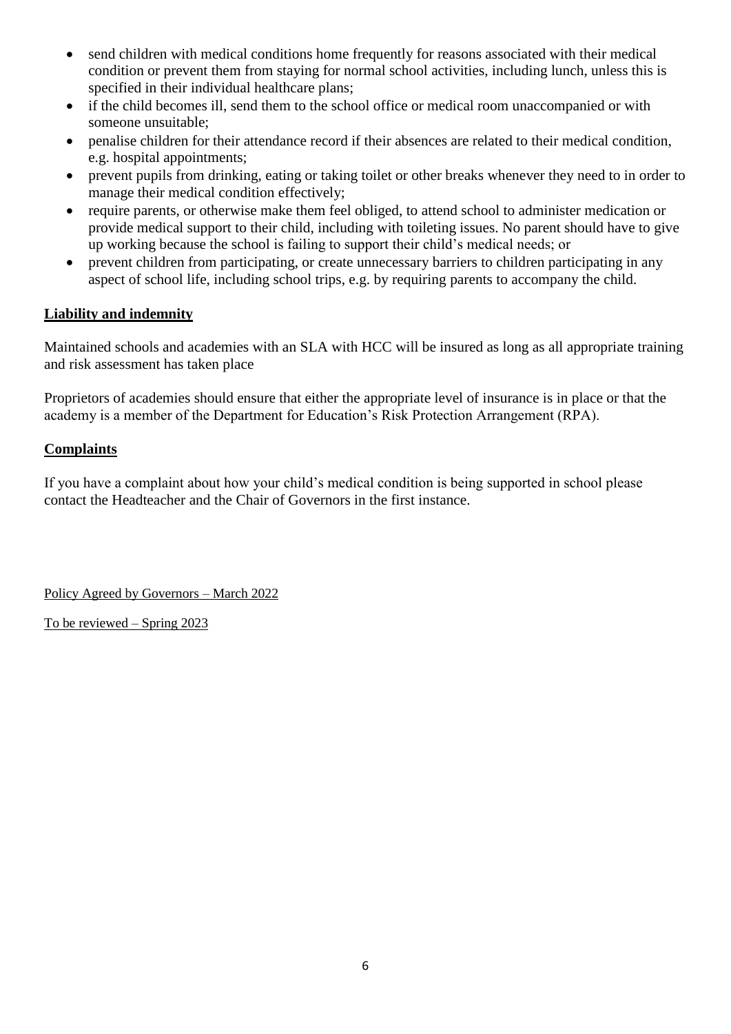- send children with medical conditions home frequently for reasons associated with their medical condition or prevent them from staying for normal school activities, including lunch, unless this is specified in their individual healthcare plans;
- if the child becomes ill, send them to the school office or medical room unaccompanied or with someone unsuitable;
- penalise children for their attendance record if their absences are related to their medical condition, e.g. hospital appointments;
- prevent pupils from drinking, eating or taking toilet or other breaks whenever they need to in order to manage their medical condition effectively;
- require parents, or otherwise make them feel obliged, to attend school to administer medication or provide medical support to their child, including with toileting issues. No parent should have to give up working because the school is failing to support their child's medical needs; or
- prevent children from participating, or create unnecessary barriers to children participating in any aspect of school life, including school trips, e.g. by requiring parents to accompany the child.

## Liability and indemnity

Maintained schools and academies with an SLA with HCC will be insured as long as all appropriate training and risk assessment has taken place

Proprietors of academies should ensure that either the appropriate level of insurance is in place or that the academy is a member of the Department for Education's Risk Protection Arrangement (RPA).

## Complaints

If you have a complaint about how your child's medical condition is being supported in school please contact the Headteacher and the Chair of Governors in the first instance.

Policy Agreed by Governors – March 2022

To be reviewed – Spring 2023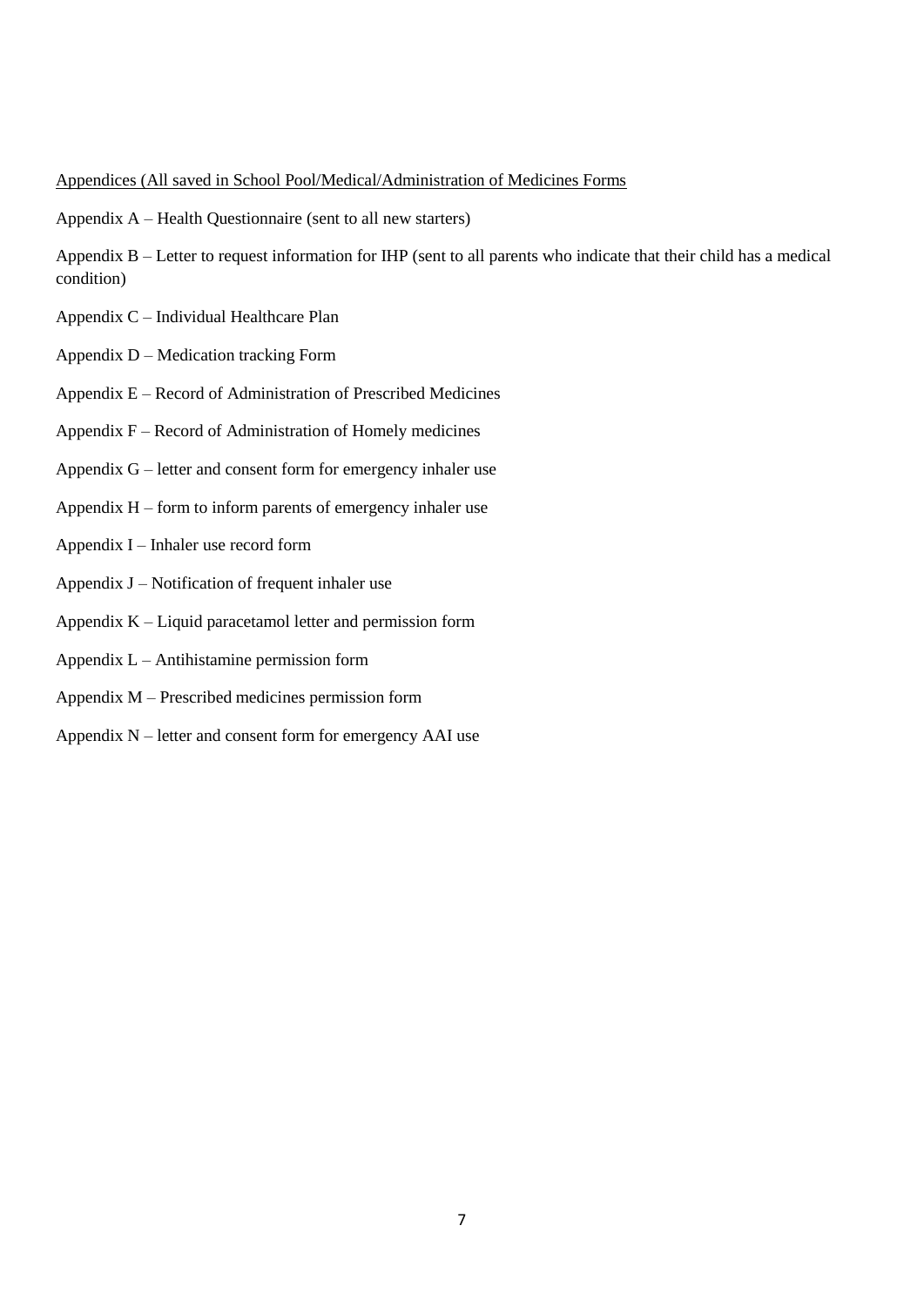<u>Appendices (All saved in School Pool/Medical/Administration of Medicines Forms</u>

Appendix A – Health Questionnaire (sent to all new starters)

Appendix B – Letter to request information for IHP (sent to all parents who indicate that their child has a medical condition)

Appendix C – Individual Healthcare Plan

Appendix D – Medication tracking Form

Appendix E – Record of Administration of Prescribed Medicines

Appendix F – Record of Administration of Homely medicines

Appendix G – letter and consent form for emergency inhaler use

Appendix H – form to inform parents of emergency inhaler use

Appendix I – Inhaler use record form

Appendix J – Notification of frequent inhaler use

Appendix K – Liquid paracetamol letter and permission form

Appendix L – Antihistamine permission form

Appendix M – Prescribed medicines permission form

Appendix N – letter and consent form for emergency AAI use